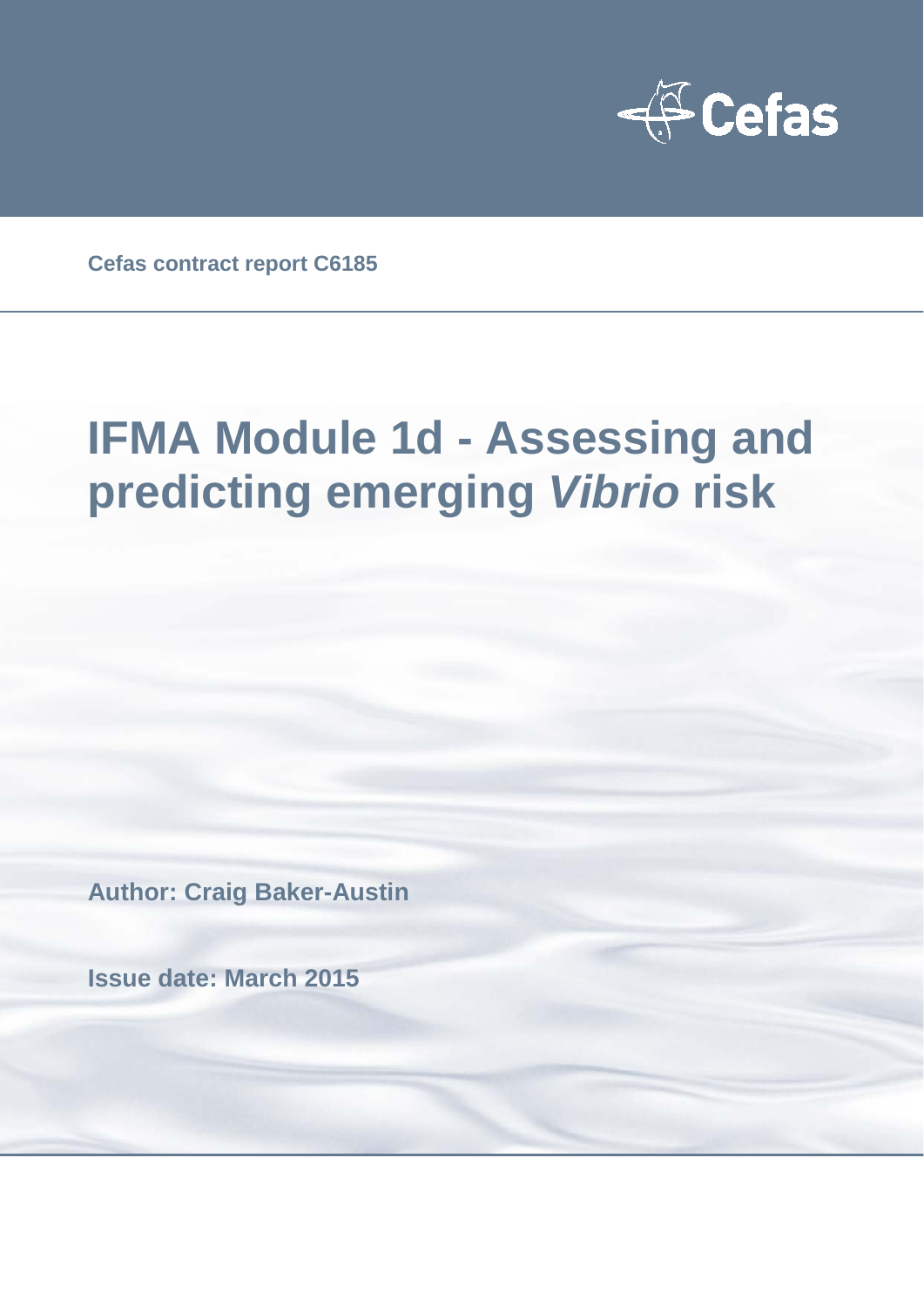Cefas contract report C6185

# IFMA Module 1d - Assessing and predicting emerging *Vibrio* risk

**Author: Craig Baker-Austin**

**Issue date: March 2015**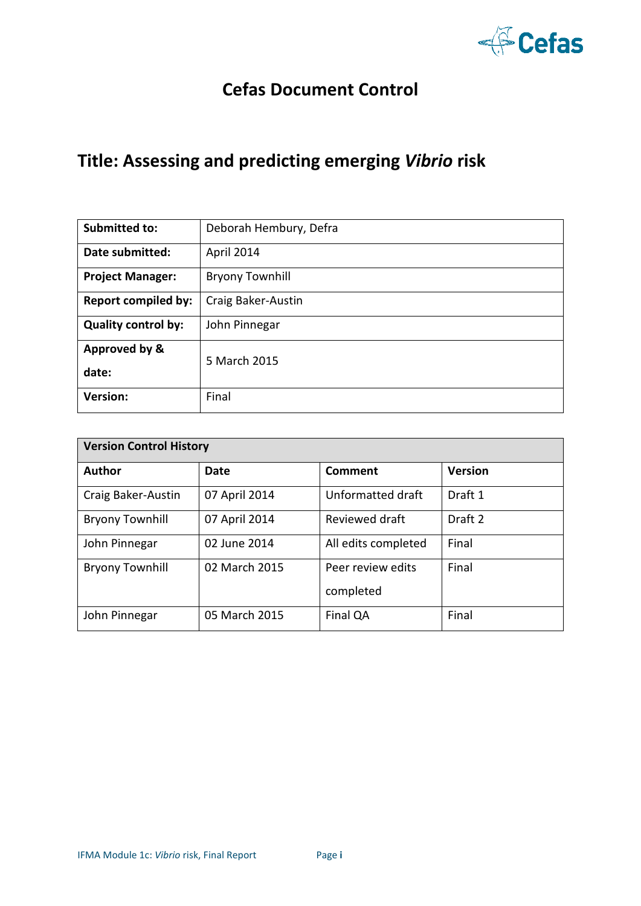# Cefas Document Control

## Title: Assessing and predicting emerging *Vibrio* risk

| **Submitted to:** | Deborah Hembury, Defra |
|---|---|
| **Date submitted:** | April 2014 |
| **Project Manager:** | Bryony Townhill |
| **Report compiled by:** | Craig Baker-Austin |
| **Quality control by:** | John Pinnegar |
| **Approved by & date:** | 5 March 2015 |
| **Version:** | Final |

| **Version Control History** | | | |
|---|---|---|---|
| **Author** | **Date** | **Comment** | **Version** |
| Craig Baker-Austin | 07 April 2014 | Unformatted draft | Draft 1 |
| Bryony Townhill | 07 April 2014 | Reviewed draft | Draft 2 |
| John Pinnegar | 02 June 2014 | All edits completed | Final |
| Bryony Townhill | 02 March 2015 | Peer review edits completed | Final |
| John Pinnegar | 05 March 2015 | Final QA | Final |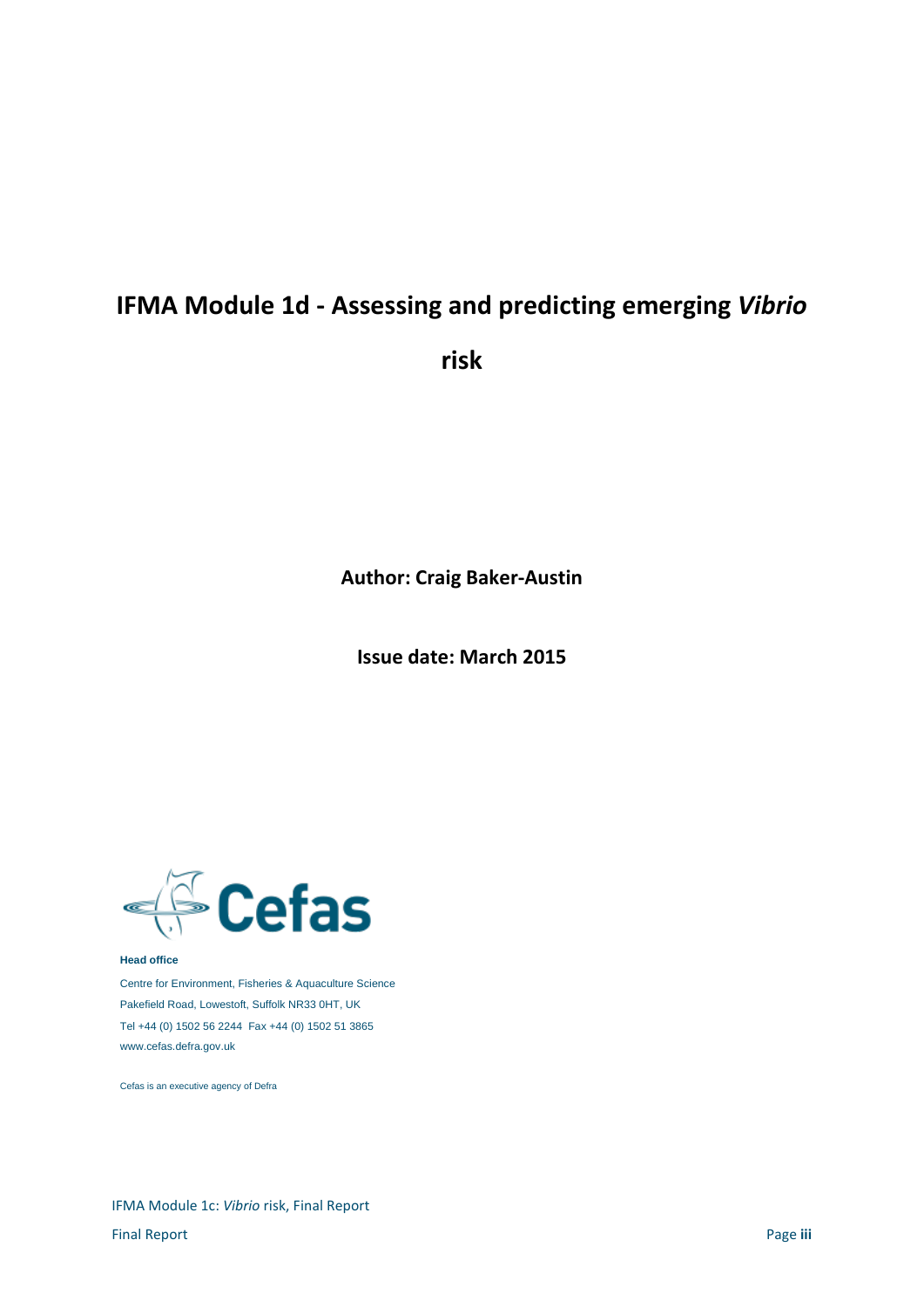# IFMA Module 1d - Assessing and predicting emerging *Vibrio* risk

**Author: Craig Baker-Austin**

**Issue date: March 2015**

Cefas

**Head office**

Centre for Environment, Fisheries & Aquaculture Science

Pakefield Road, Lowestoft, Suffolk NR33 0HT, UK

Tel +44 (0) 1502 56 2244 Fax +44 (0) 1502 51 3865

www.cefas.defra.gov.uk

Cefas is an executive agency of Defra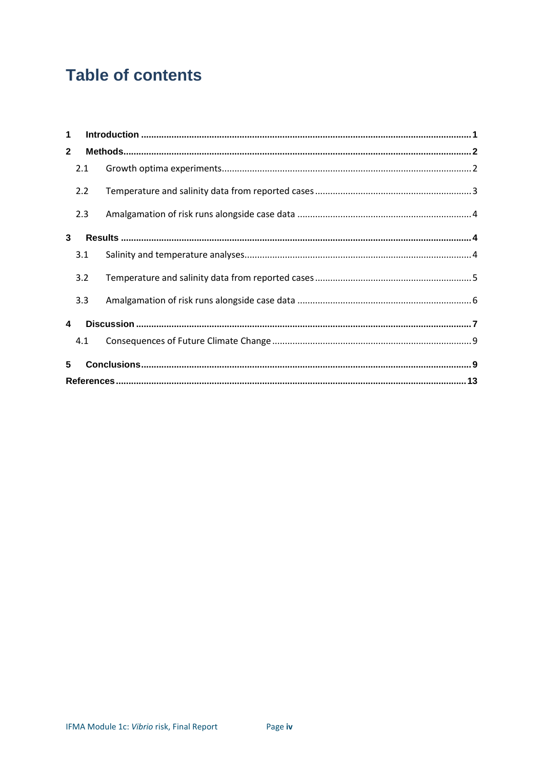# Table of contents

1 **Introduction** ..... 1

2 **Methods** ..... 2

- 2.1 Growth optima experiments ..... 2
- 2.2 Temperature and salinity data from reported cases ..... 3
- 2.3 Amalgamation of risk runs alongside case data ..... 4

3 **Results** ..... 4

- 3.1 Salinity and temperature analyses ..... 4
- 3.2 Temperature and salinity data from reported cases ..... 5
- 3.3 Amalgamation of risk runs alongside case data ..... 6

4 **Discussion** ..... 7

- 4.1 Consequences of Future Climate Change ..... 9

5 **Conclusions** ..... 9

**References** ..... 13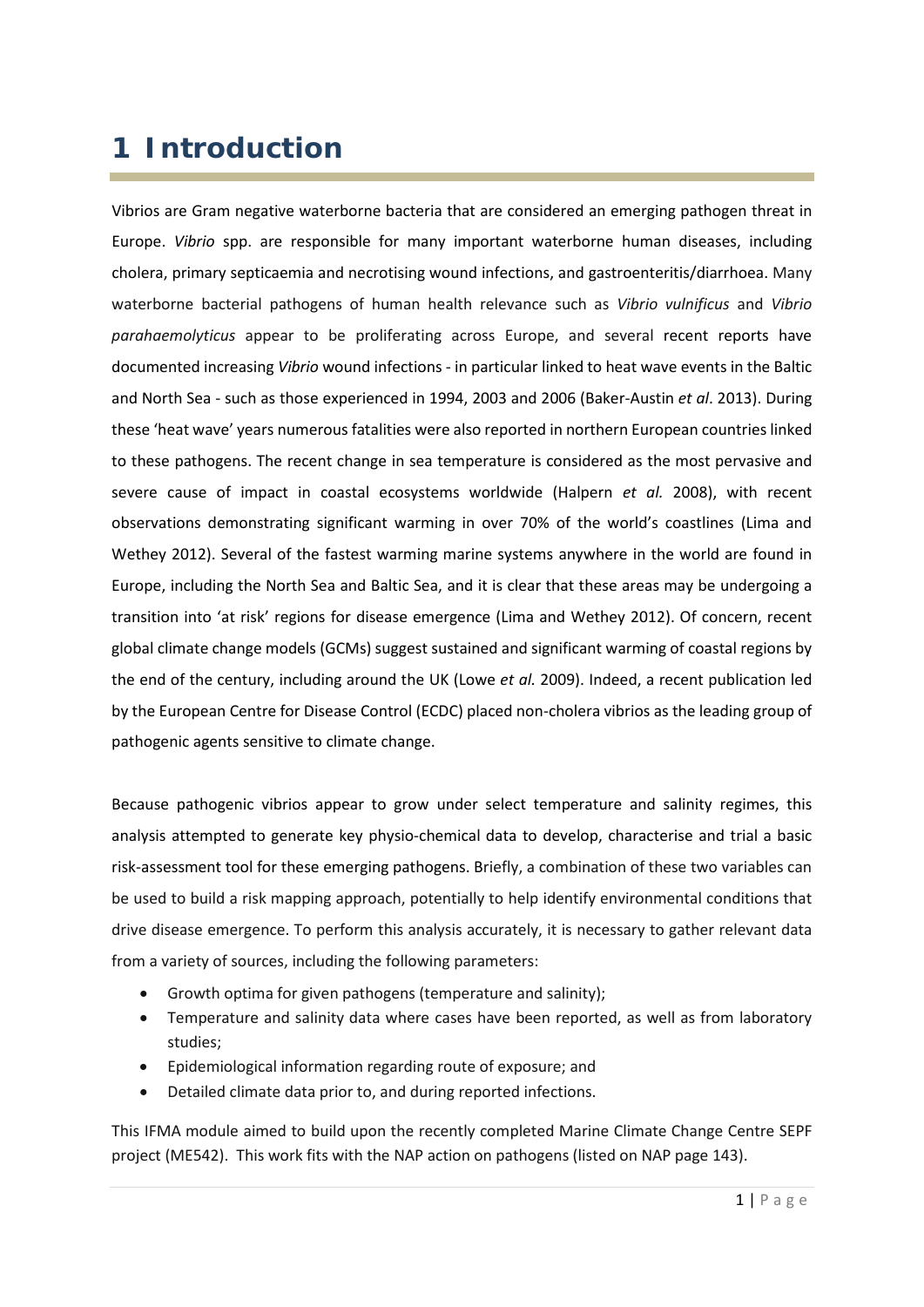# 1 Introduction

Vibrios are Gram negative waterborne bacteria that are considered an emerging pathogen threat in Europe. *Vibrio* spp. are responsible for many important waterborne human diseases, including cholera, primary septicaemia and necrotising wound infections, and gastroenteritis/diarrhoea. Many waterborne bacterial pathogens of human health relevance such as *Vibrio vulnificus* and *Vibrio parahaemolyticus* appear to be proliferating across Europe, and several recent reports have documented increasing *Vibrio* wound infections - in particular linked to heat wave events in the Baltic and North Sea - such as those experienced in 1994, 2003 and 2006 (Baker-Austin *et al*. 2013). During these 'heat wave' years numerous fatalities were also reported in northern European countries linked to these pathogens. The recent change in sea temperature is considered as the most pervasive and severe cause of impact in coastal ecosystems worldwide (Halpern *et al.* 2008), with recent observations demonstrating significant warming in over 70% of the world's coastlines (Lima and Wethey 2012). Several of the fastest warming marine systems anywhere in the world are found in Europe, including the North Sea and Baltic Sea, and it is clear that these areas may be undergoing a transition into 'at risk' regions for disease emergence (Lima and Wethey 2012). Of concern, recent global climate change models (GCMs) suggest sustained and significant warming of coastal regions by the end of the century, including around the UK (Lowe *et al.* 2009). Indeed, a recent publication led by the European Centre for Disease Control (ECDC) placed non-cholera vibrios as the leading group of pathogenic agents sensitive to climate change.

Because pathogenic vibrios appear to grow under select temperature and salinity regimes, this analysis attempted to generate key physio-chemical data to develop, characterise and trial a basic risk-assessment tool for these emerging pathogens. Briefly, a combination of these two variables can be used to build a risk mapping approach, potentially to help identify environmental conditions that drive disease emergence. To perform this analysis accurately, it is necessary to gather relevant data from a variety of sources, including the following parameters:

- Growth optima for given pathogens (temperature and salinity);
- Temperature and salinity data where cases have been reported, as well as from laboratory studies;
- Epidemiological information regarding route of exposure; and
- Detailed climate data prior to, and during reported infections.

This IFMA module aimed to build upon the recently completed Marine Climate Change Centre SEPF project (ME542). This work fits with the NAP action on pathogens (listed on NAP page 143).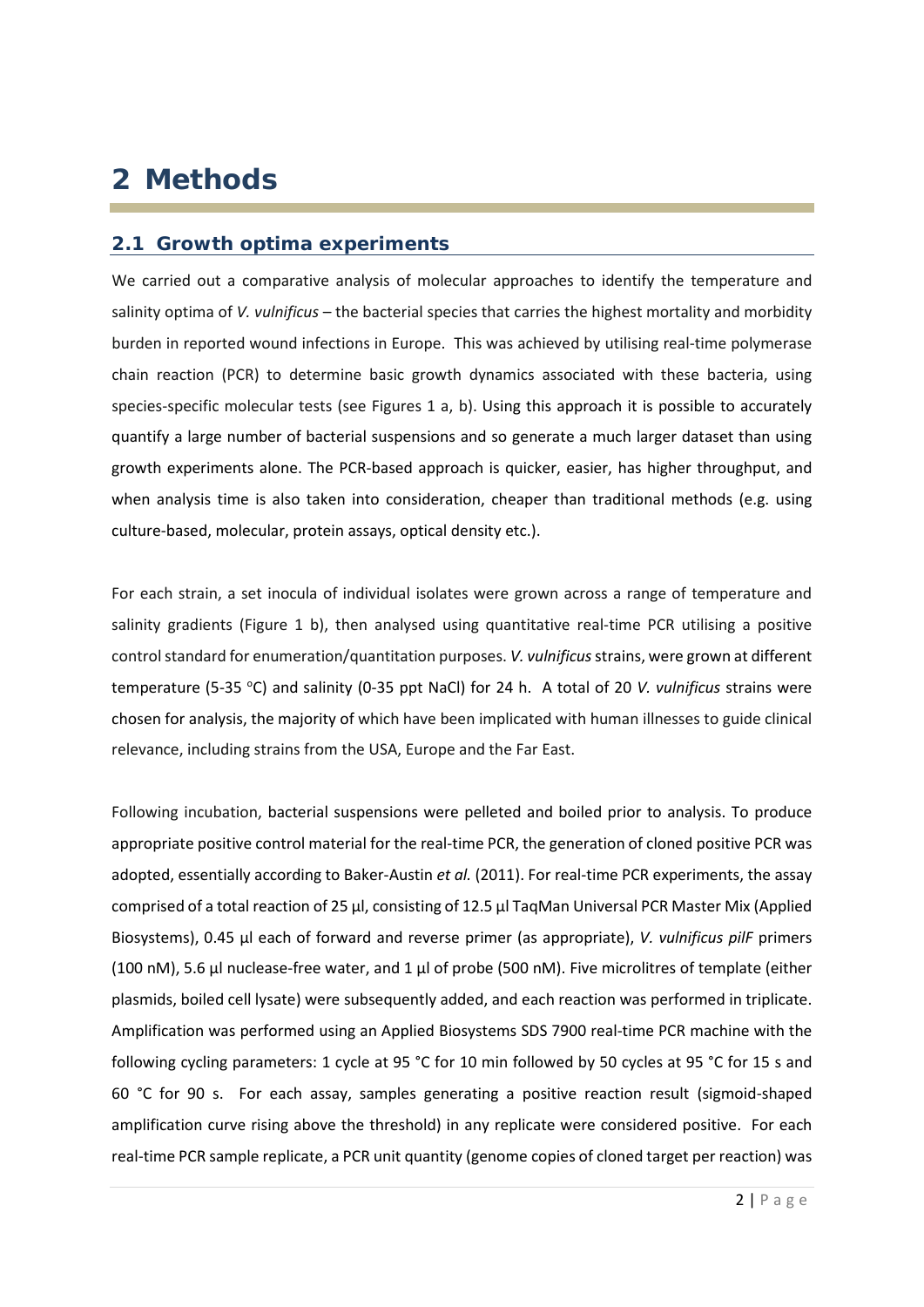# 2 Methods

## 2.1 Growth optima experiments

We carried out a comparative analysis of molecular approaches to identify the temperature and salinity optima of *V. vulnificus* – the bacterial species that carries the highest mortality and morbidity burden in reported wound infections in Europe. This was achieved by utilising real-time polymerase chain reaction (PCR) to determine basic growth dynamics associated with these bacteria, using species-specific molecular tests (see Figures 1 a, b). Using this approach it is possible to accurately quantify a large number of bacterial suspensions and so generate a much larger dataset than using growth experiments alone. The PCR-based approach is quicker, easier, has higher throughput, and when analysis time is also taken into consideration, cheaper than traditional methods (e.g. using culture-based, molecular, protein assays, optical density etc.).

For each strain, a set inocula of individual isolates were grown across a range of temperature and salinity gradients (Figure 1 b), then analysed using quantitative real-time PCR utilising a positive control standard for enumeration/quantitation purposes. *V. vulnificus* strains, were grown at different temperature (5-35 °C) and salinity (0-35 ppt NaCl) for 24 h. A total of 20 *V. vulnificus* strains were chosen for analysis, the majority of which have been implicated with human illnesses to guide clinical relevance, including strains from the USA, Europe and the Far East.

Following incubation, bacterial suspensions were pelleted and boiled prior to analysis. To produce appropriate positive control material for the real-time PCR, the generation of cloned positive PCR was adopted, essentially according to Baker-Austin *et al.* (2011). For real-time PCR experiments, the assay comprised of a total reaction of 25 µl, consisting of 12.5 µl TaqMan Universal PCR Master Mix (Applied Biosystems), 0.45 µl each of forward and reverse primer (as appropriate), *V. vulnificus pilF* primers (100 nM), 5.6 µl nuclease-free water, and 1 µl of probe (500 nM). Five microlitres of template (either plasmids, boiled cell lysate) were subsequently added, and each reaction was performed in triplicate. Amplification was performed using an Applied Biosystems SDS 7900 real-time PCR machine with the following cycling parameters: 1 cycle at 95 °C for 10 min followed by 50 cycles at 95 °C for 15 s and 60 °C for 90 s. For each assay, samples generating a positive reaction result (sigmoid-shaped amplification curve rising above the threshold) in any replicate were considered positive. For each real-time PCR sample replicate, a PCR unit quantity (genome copies of cloned target per reaction) was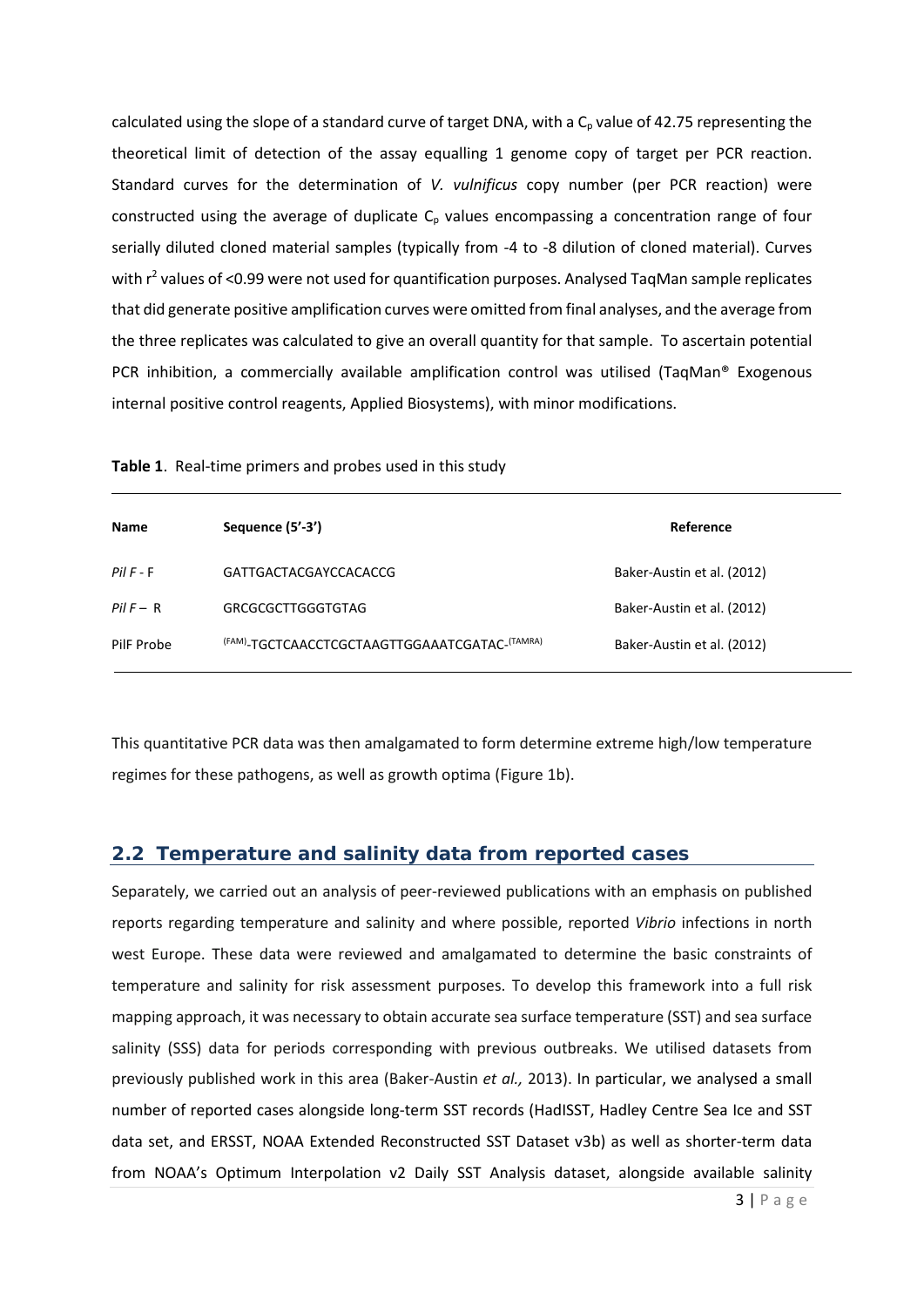calculated using the slope of a standard curve of target DNA, with a $C_p$ value of 42.75 representing the theoretical limit of detection of the assay equalling 1 genome copy of target per PCR reaction. Standard curves for the determination of *V. vulnificus* copy number (per PCR reaction) were constructed using the average of duplicate $C_p$ values encompassing a concentration range of four serially diluted cloned material samples (typically from -4 to -8 dilution of cloned material). Curves with $r^2$ values of <0.99 were not used for quantification purposes. Analysed TaqMan sample replicates that did generate positive amplification curves were omitted from final analyses, and the average from the three replicates was calculated to give an overall quantity for that sample. To ascertain potential PCR inhibition, a commercially available amplification control was utilised (TaqMan® Exogenous internal positive control reagents, Applied Biosystems), with minor modifications.

**Table 1**. Real-time primers and probes used in this study

| Name | Sequence (5'-3') | Reference |
|---|---|---|
| *Pil F* - F | GATTGACTACGAYCCACACCG | Baker-Austin et al. (2012) |
| *Pil F* – R | GRCGCGCTTGGGTGTAG | Baker-Austin et al. (2012) |
| PilF Probe | (FAM)-TGCTCAACCTCGCTAAGTTGGAAATCGATAC-(TAMRA) | Baker-Austin et al. (2012) |

This quantitative PCR data was then amalgamated to form determine extreme high/low temperature regimes for these pathogens, as well as growth optima (Figure 1b).

## 2.2 Temperature and salinity data from reported cases

Separately, we carried out an analysis of peer-reviewed publications with an emphasis on published reports regarding temperature and salinity and where possible, reported *Vibrio* infections in north west Europe. These data were reviewed and amalgamated to determine the basic constraints of temperature and salinity for risk assessment purposes. To develop this framework into a full risk mapping approach, it was necessary to obtain accurate sea surface temperature (SST) and sea surface salinity (SSS) data for periods corresponding with previous outbreaks. We utilised datasets from previously published work in this area (Baker-Austin *et al.,* 2013). In particular, we analysed a small number of reported cases alongside long-term SST records (HadISST, Hadley Centre Sea Ice and SST data set, and ERSST, NOAA Extended Reconstructed SST Dataset v3b) as well as shorter-term data from NOAA's Optimum Interpolation v2 Daily SST Analysis dataset, alongside available salinity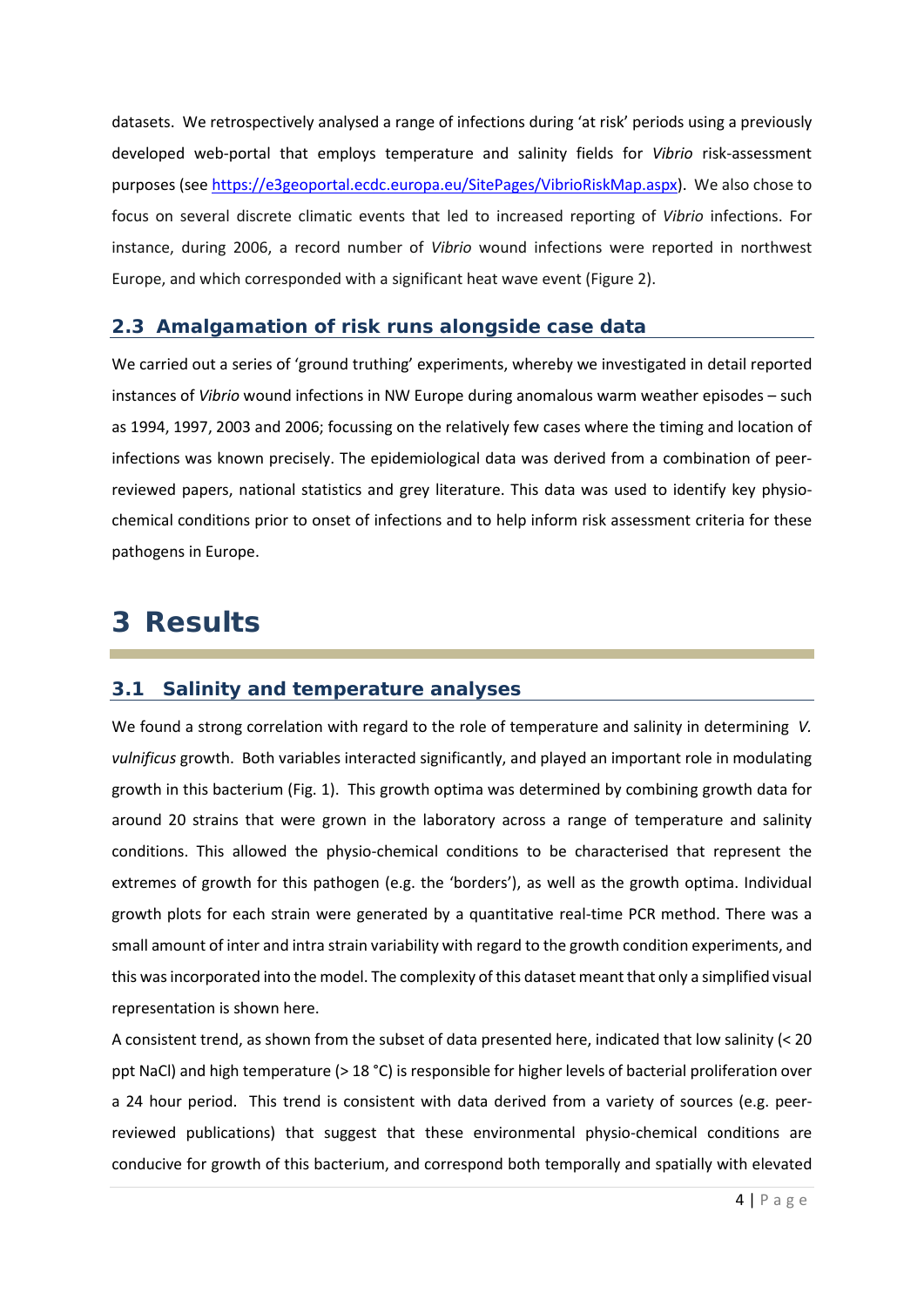datasets. We retrospectively analysed a range of infections during 'at risk' periods using a previously developed web-portal that employs temperature and salinity fields for *Vibrio* risk-assessment purposes (see https://e3geoportal.ecdc.europa.eu/SitePages/VibrioRiskMap.aspx). We also chose to focus on several discrete climatic events that led to increased reporting of *Vibrio* infections. For instance, during 2006, a record number of *Vibrio* wound infections were reported in northwest Europe, and which corresponded with a significant heat wave event (Figure 2).

## 2.3 Amalgamation of risk runs alongside case data

We carried out a series of 'ground truthing' experiments, whereby we investigated in detail reported instances of *Vibrio* wound infections in NW Europe during anomalous warm weather episodes – such as 1994, 1997, 2003 and 2006; focussing on the relatively few cases where the timing and location of infections was known precisely. The epidemiological data was derived from a combination of peer-reviewed papers, national statistics and grey literature. This data was used to identify key physio-chemical conditions prior to onset of infections and to help inform risk assessment criteria for these pathogens in Europe.

# 3 Results

## 3.1 Salinity and temperature analyses

We found a strong correlation with regard to the role of temperature and salinity in determining *V. vulnificus* growth. Both variables interacted significantly, and played an important role in modulating growth in this bacterium (Fig. 1). This growth optima was determined by combining growth data for around 20 strains that were grown in the laboratory across a range of temperature and salinity conditions. This allowed the physio-chemical conditions to be characterised that represent the extremes of growth for this pathogen (e.g. the 'borders'), as well as the growth optima. Individual growth plots for each strain were generated by a quantitative real-time PCR method. There was a small amount of inter and intra strain variability with regard to the growth condition experiments, and this was incorporated into the model. The complexity of this dataset meant that only a simplified visual representation is shown here.

A consistent trend, as shown from the subset of data presented here, indicated that low salinity (< 20 ppt NaCl) and high temperature (> 18 °C) is responsible for higher levels of bacterial proliferation over a 24 hour period. This trend is consistent with data derived from a variety of sources (e.g. peer-reviewed publications) that suggest that these environmental physio-chemical conditions are conducive for growth of this bacterium, and correspond both temporally and spatially with elevated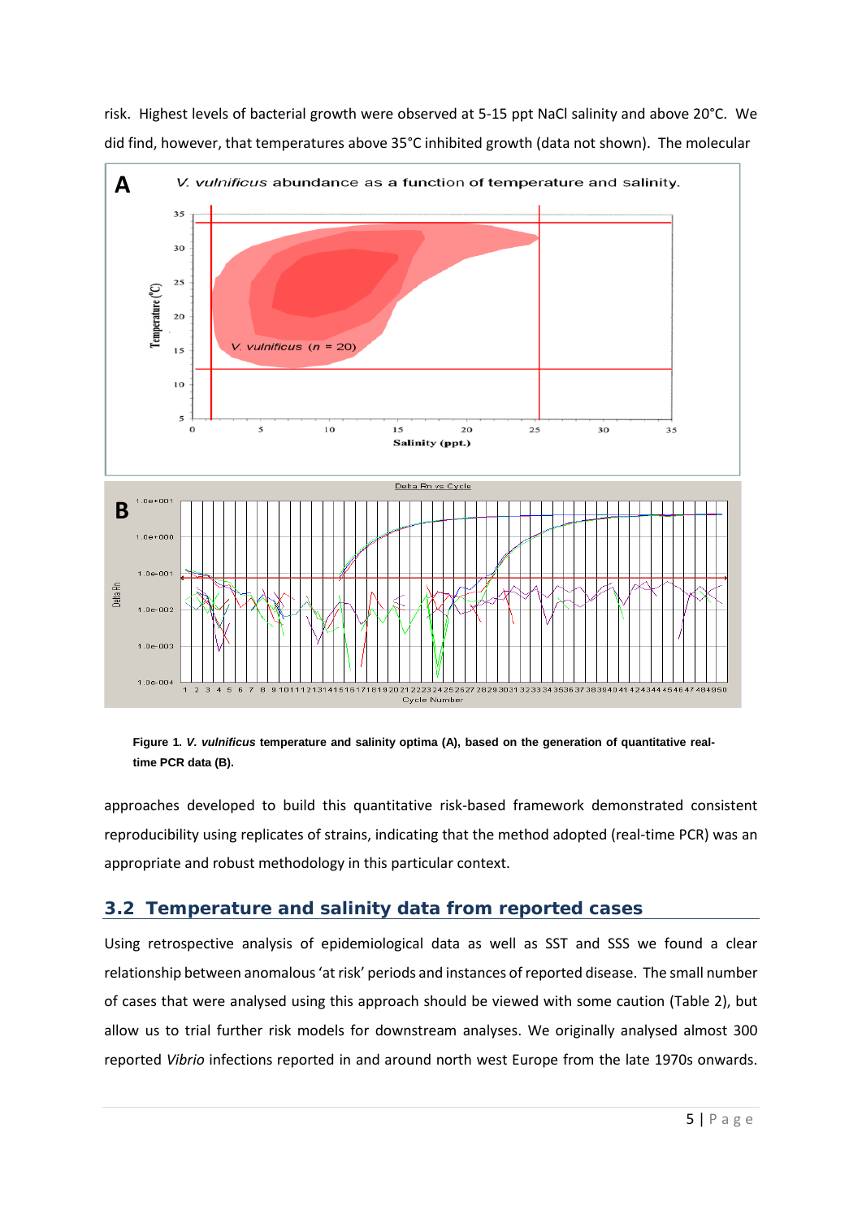risk. Highest levels of bacterial growth were observed at 5-15 ppt NaCl salinity and above 20°C. We did find, however, that temperatures above 35°C inhibited growth (data not shown). The molecular

**Figure 1.** ***V. vulnificus*** **temperature and salinity optima (A), based on the generation of quantitative real-time PCR data (B).**

approaches developed to build this quantitative risk-based framework demonstrated consistent reproducibility using replicates of strains, indicating that the method adopted (real-time PCR) was an appropriate and robust methodology in this particular context.

## 3.2 Temperature and salinity data from reported cases

Using retrospective analysis of epidemiological data as well as SST and SSS we found a clear relationship between anomalous 'at risk' periods and instances of reported disease. The small number of cases that were analysed using this approach should be viewed with some caution (Table 2), but allow us to trial further risk models for downstream analyses. We originally analysed almost 300 reported *Vibrio* infections reported in and around north west Europe from the late 1970s onwards.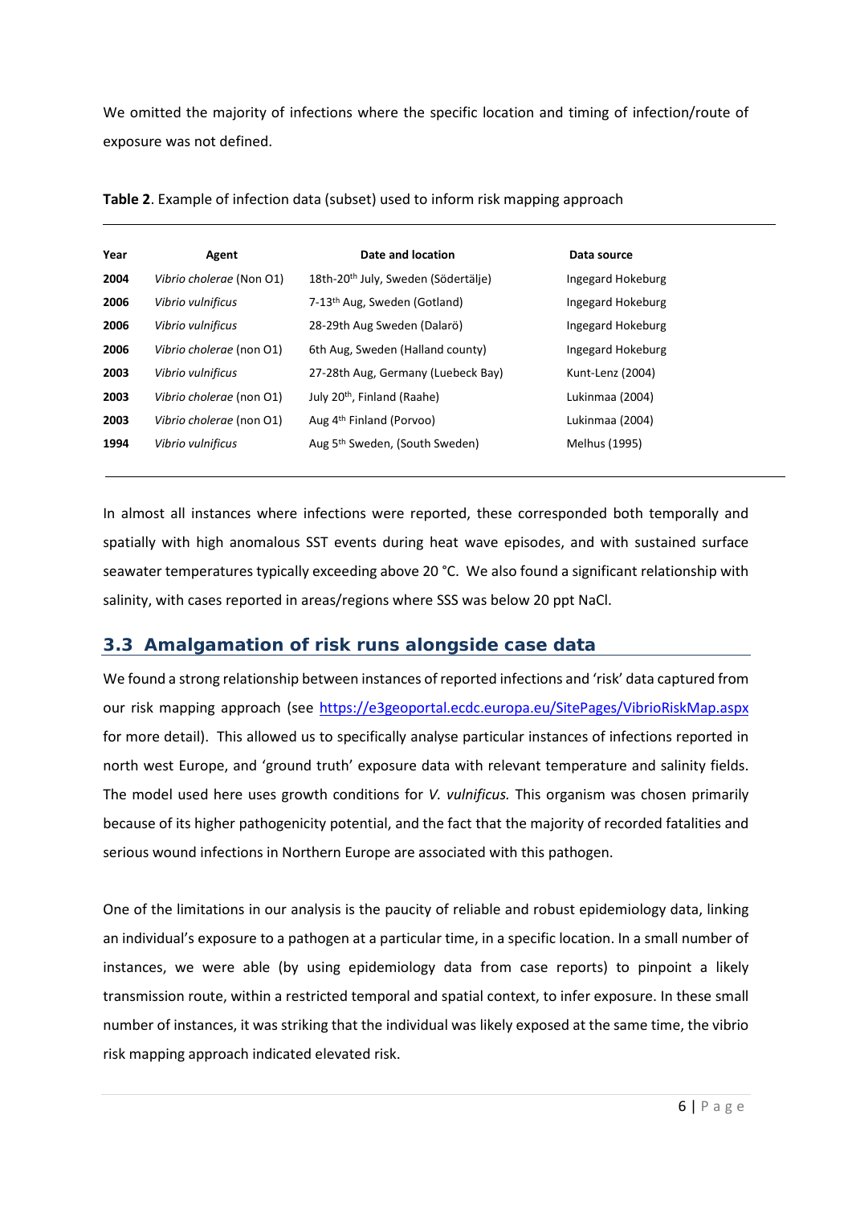We omitted the majority of infections where the specific location and timing of infection/route of exposure was not defined.

**Table 2**. Example of infection data (subset) used to inform risk mapping approach

| Year | Agent | Date and location | Data source |
|---|---|---|---|
| **2004** | *Vibrio cholerae* (Non O1) | 18th-20th July, Sweden (Södertälje) | Ingegard Hokeburg |
| **2006** | *Vibrio vulnificus* | 7-13th Aug, Sweden (Gotland) | Ingegard Hokeburg |
| **2006** | *Vibrio vulnificus* | 28-29th Aug Sweden (Dalarö) | Ingegard Hokeburg |
| **2006** | *Vibrio cholerae* (non O1) | 6th Aug, Sweden (Halland county) | Ingegard Hokeburg |
| **2003** | *Vibrio vulnificus* | 27-28th Aug, Germany (Luebeck Bay) | Kunt-Lenz (2004) |
| **2003** | *Vibrio cholerae* (non O1) | July 20th, Finland (Raahe) | Lukinmaa (2004) |
| **2003** | *Vibrio cholerae* (non O1) | Aug 4th Finland (Porvoo) | Lukinmaa (2004) |
| **1994** | *Vibrio vulnificus* | Aug 5th Sweden, (South Sweden) | Melhus (1995) |

In almost all instances where infections were reported, these corresponded both temporally and spatially with high anomalous SST events during heat wave episodes, and with sustained surface seawater temperatures typically exceeding above 20 °C. We also found a significant relationship with salinity, with cases reported in areas/regions where SSS was below 20 ppt NaCl.

## 3.3 Amalgamation of risk runs alongside case data

We found a strong relationship between instances of reported infections and 'risk' data captured from our risk mapping approach (see https://e3geoportal.ecdc.europa.eu/SitePages/VibrioRiskMap.aspx for more detail). This allowed us to specifically analyse particular instances of infections reported in north west Europe, and 'ground truth' exposure data with relevant temperature and salinity fields. The model used here uses growth conditions for *V. vulnificus.* This organism was chosen primarily because of its higher pathogenicity potential, and the fact that the majority of recorded fatalities and serious wound infections in Northern Europe are associated with this pathogen.

One of the limitations in our analysis is the paucity of reliable and robust epidemiology data, linking an individual's exposure to a pathogen at a particular time, in a specific location. In a small number of instances, we were able (by using epidemiology data from case reports) to pinpoint a likely transmission route, within a restricted temporal and spatial context, to infer exposure. In these small number of instances, it was striking that the individual was likely exposed at the same time, the vibrio risk mapping approach indicated elevated risk.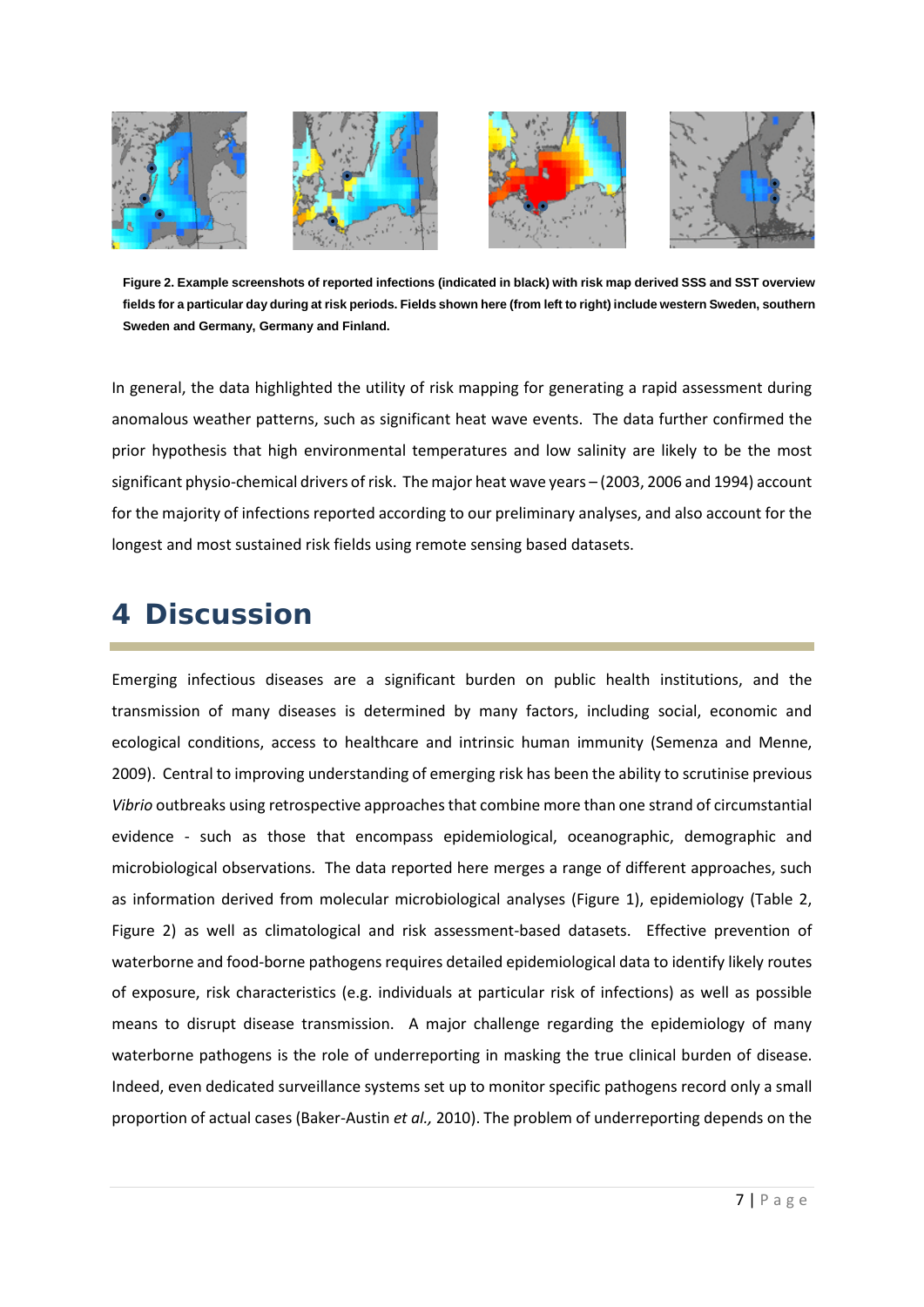**Figure 2. Example screenshots of reported infections (indicated in black) with risk map derived SSS and SST overview fields for a particular day during at risk periods. Fields shown here (from left to right) include western Sweden, southern Sweden and Germany, Germany and Finland.**

In general, the data highlighted the utility of risk mapping for generating a rapid assessment during anomalous weather patterns, such as significant heat wave events. The data further confirmed the prior hypothesis that high environmental temperatures and low salinity are likely to be the most significant physio-chemical drivers of risk. The major heat wave years – (2003, 2006 and 1994) account for the majority of infections reported according to our preliminary analyses, and also account for the longest and most sustained risk fields using remote sensing based datasets.

# 4 Discussion

Emerging infectious diseases are a significant burden on public health institutions, and the transmission of many diseases is determined by many factors, including social, economic and ecological conditions, access to healthcare and intrinsic human immunity (Semenza and Menne, 2009). Central to improving understanding of emerging risk has been the ability to scrutinise previous *Vibrio* outbreaks using retrospective approaches that combine more than one strand of circumstantial evidence - such as those that encompass epidemiological, oceanographic, demographic and microbiological observations. The data reported here merges a range of different approaches, such as information derived from molecular microbiological analyses (Figure 1), epidemiology (Table 2, Figure 2) as well as climatological and risk assessment-based datasets. Effective prevention of waterborne and food-borne pathogens requires detailed epidemiological data to identify likely routes of exposure, risk characteristics (e.g. individuals at particular risk of infections) as well as possible means to disrupt disease transmission. A major challenge regarding the epidemiology of many waterborne pathogens is the role of underreporting in masking the true clinical burden of disease. Indeed, even dedicated surveillance systems set up to monitor specific pathogens record only a small proportion of actual cases (Baker-Austin *et al.,* 2010). The problem of underreporting depends on the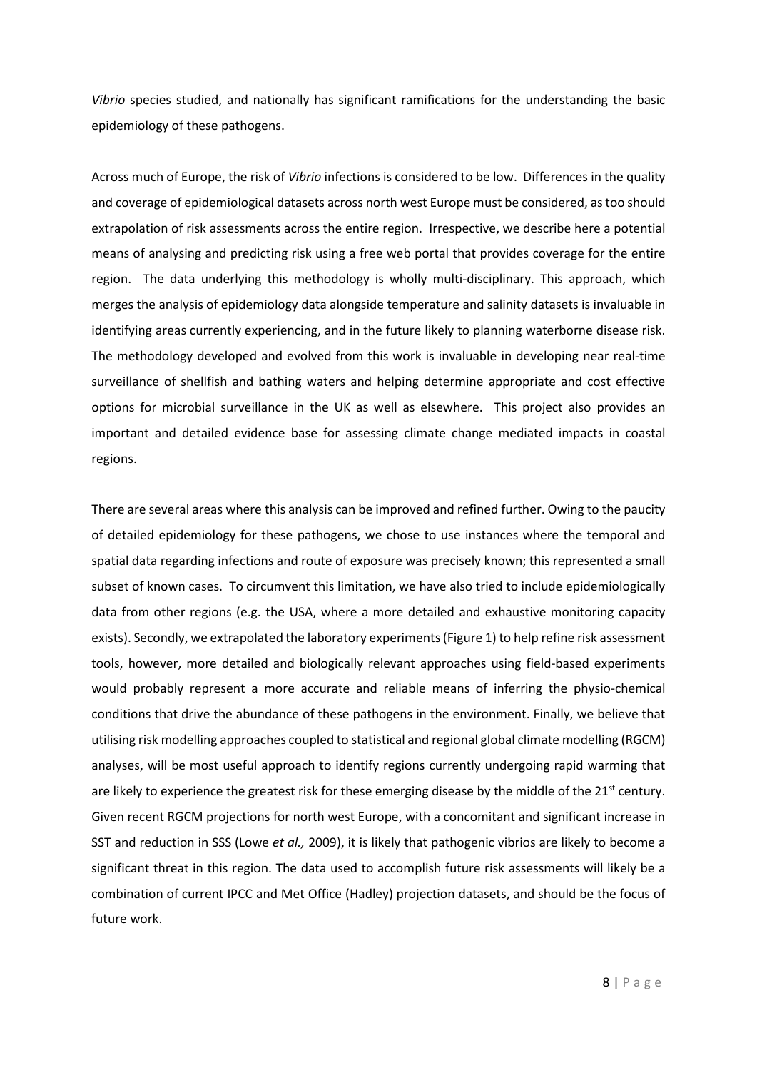*Vibrio* species studied, and nationally has significant ramifications for the understanding the basic epidemiology of these pathogens.

Across much of Europe, the risk of *Vibrio* infections is considered to be low. Differences in the quality and coverage of epidemiological datasets across north west Europe must be considered, as too should extrapolation of risk assessments across the entire region. Irrespective, we describe here a potential means of analysing and predicting risk using a free web portal that provides coverage for the entire region. The data underlying this methodology is wholly multi-disciplinary. This approach, which merges the analysis of epidemiology data alongside temperature and salinity datasets is invaluable in identifying areas currently experiencing, and in the future likely to planning waterborne disease risk. The methodology developed and evolved from this work is invaluable in developing near real-time surveillance of shellfish and bathing waters and helping determine appropriate and cost effective options for microbial surveillance in the UK as well as elsewhere. This project also provides an important and detailed evidence base for assessing climate change mediated impacts in coastal regions.

There are several areas where this analysis can be improved and refined further. Owing to the paucity of detailed epidemiology for these pathogens, we chose to use instances where the temporal and spatial data regarding infections and route of exposure was precisely known; this represented a small subset of known cases. To circumvent this limitation, we have also tried to include epidemiologically data from other regions (e.g. the USA, where a more detailed and exhaustive monitoring capacity exists). Secondly, we extrapolated the laboratory experiments (Figure 1) to help refine risk assessment tools, however, more detailed and biologically relevant approaches using field-based experiments would probably represent a more accurate and reliable means of inferring the physio-chemical conditions that drive the abundance of these pathogens in the environment. Finally, we believe that utilising risk modelling approaches coupled to statistical and regional global climate modelling (RGCM) analyses, will be most useful approach to identify regions currently undergoing rapid warming that are likely to experience the greatest risk for these emerging disease by the middle of the 21st century. Given recent RGCM projections for north west Europe, with a concomitant and significant increase in SST and reduction in SSS (Lowe *et al.,* 2009), it is likely that pathogenic vibrios are likely to become a significant threat in this region. The data used to accomplish future risk assessments will likely be a combination of current IPCC and Met Office (Hadley) projection datasets, and should be the focus of future work.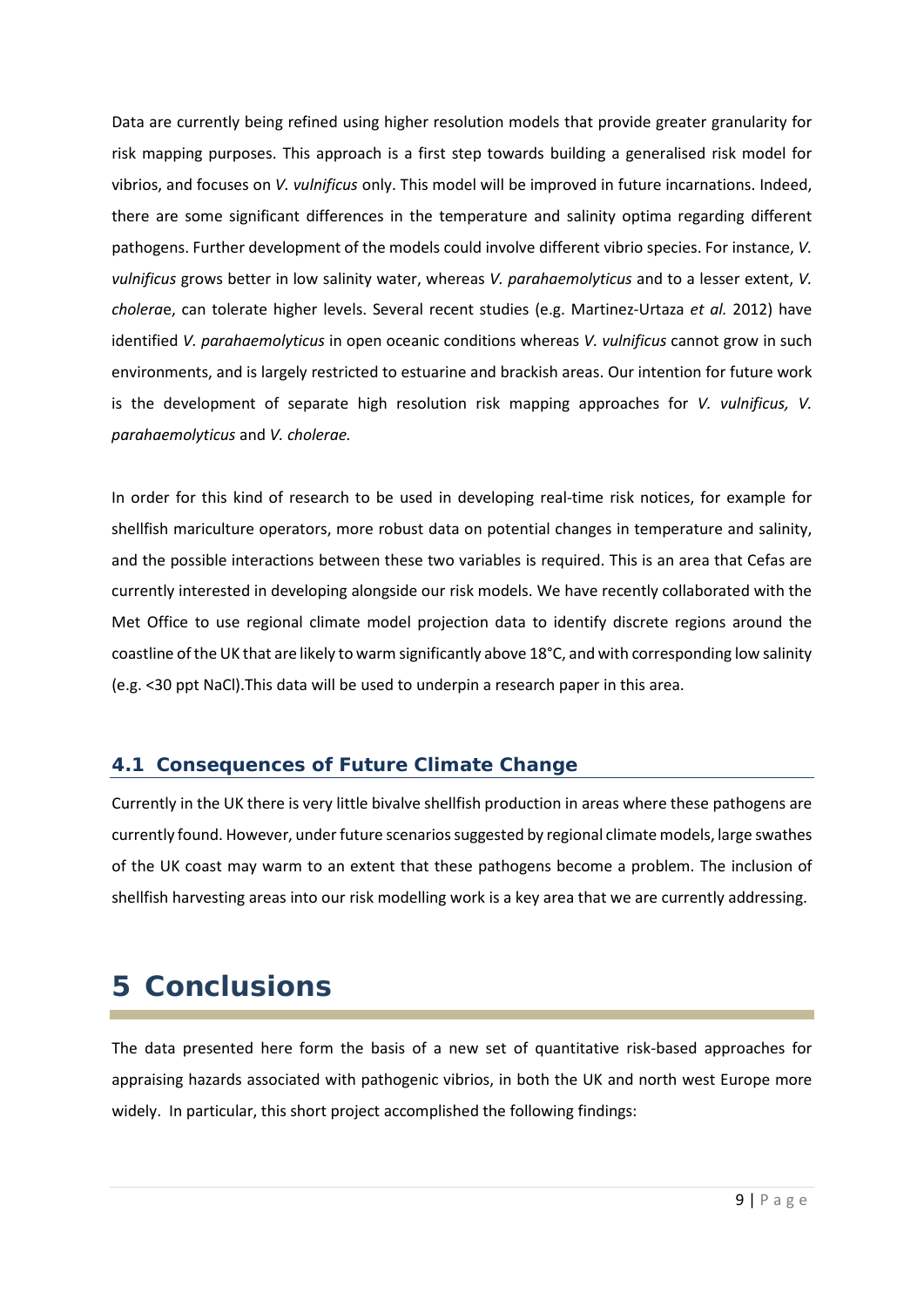Data are currently being refined using higher resolution models that provide greater granularity for risk mapping purposes. This approach is a first step towards building a generalised risk model for vibrios, and focuses on *V. vulnificus* only. This model will be improved in future incarnations. Indeed, there are some significant differences in the temperature and salinity optima regarding different pathogens. Further development of the models could involve different vibrio species. For instance, *V. vulnificus* grows better in low salinity water, whereas *V. parahaemolyticus* and to a lesser extent, *V. cholera*e, can tolerate higher levels. Several recent studies (e.g. Martinez-Urtaza *et al.* 2012) have identified *V. parahaemolyticus* in open oceanic conditions whereas *V. vulnificus* cannot grow in such environments, and is largely restricted to estuarine and brackish areas. Our intention for future work is the development of separate high resolution risk mapping approaches for *V. vulnificus, V. parahaemolyticus* and *V. cholerae.*

In order for this kind of research to be used in developing real-time risk notices, for example for shellfish mariculture operators, more robust data on potential changes in temperature and salinity, and the possible interactions between these two variables is required. This is an area that Cefas are currently interested in developing alongside our risk models. We have recently collaborated with the Met Office to use regional climate model projection data to identify discrete regions around the coastline of the UK that are likely to warm significantly above 18°C, and with corresponding low salinity (e.g. <30 ppt NaCl).This data will be used to underpin a research paper in this area.

## 4.1 Consequences of Future Climate Change

Currently in the UK there is very little bivalve shellfish production in areas where these pathogens are currently found. However, under future scenarios suggested by regional climate models, large swathes of the UK coast may warm to an extent that these pathogens become a problem. The inclusion of shellfish harvesting areas into our risk modelling work is a key area that we are currently addressing.

# 5 Conclusions

The data presented here form the basis of a new set of quantitative risk-based approaches for appraising hazards associated with pathogenic vibrios, in both the UK and north west Europe more widely. In particular, this short project accomplished the following findings: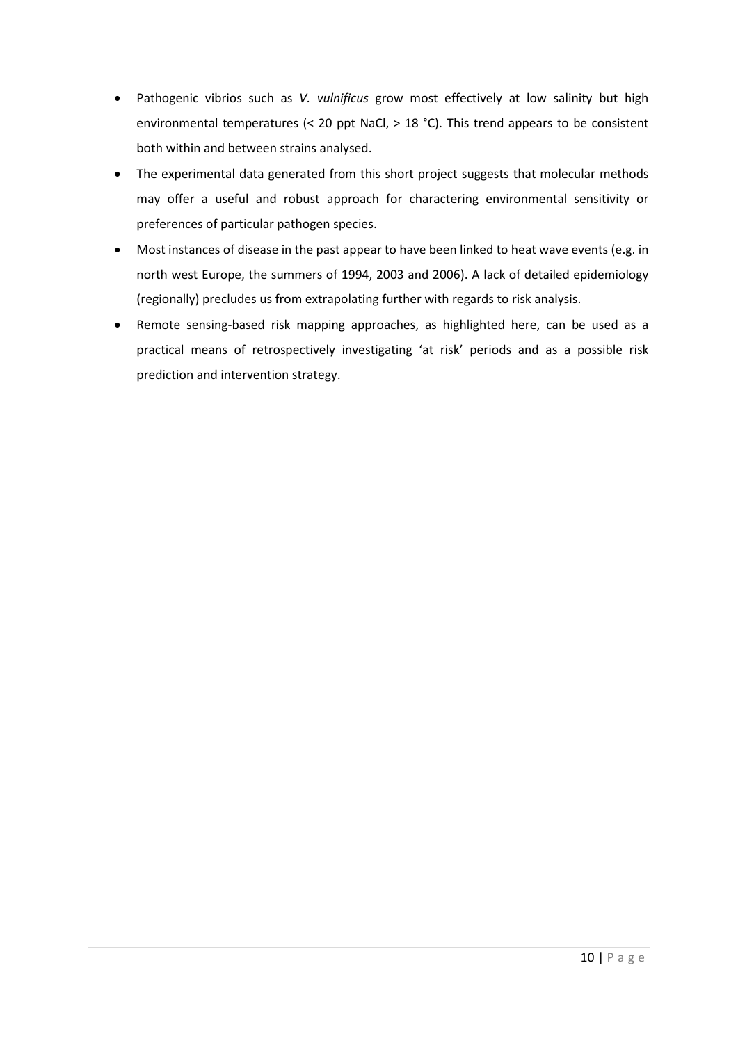- Pathogenic vibrios such as *V. vulnificus* grow most effectively at low salinity but high environmental temperatures (< 20 ppt NaCl, > 18 °C). This trend appears to be consistent both within and between strains analysed.
- The experimental data generated from this short project suggests that molecular methods may offer a useful and robust approach for charactering environmental sensitivity or preferences of particular pathogen species.
- Most instances of disease in the past appear to have been linked to heat wave events (e.g. in north west Europe, the summers of 1994, 2003 and 2006). A lack of detailed epidemiology (regionally) precludes us from extrapolating further with regards to risk analysis.
- Remote sensing-based risk mapping approaches, as highlighted here, can be used as a practical means of retrospectively investigating 'at risk' periods and as a possible risk prediction and intervention strategy.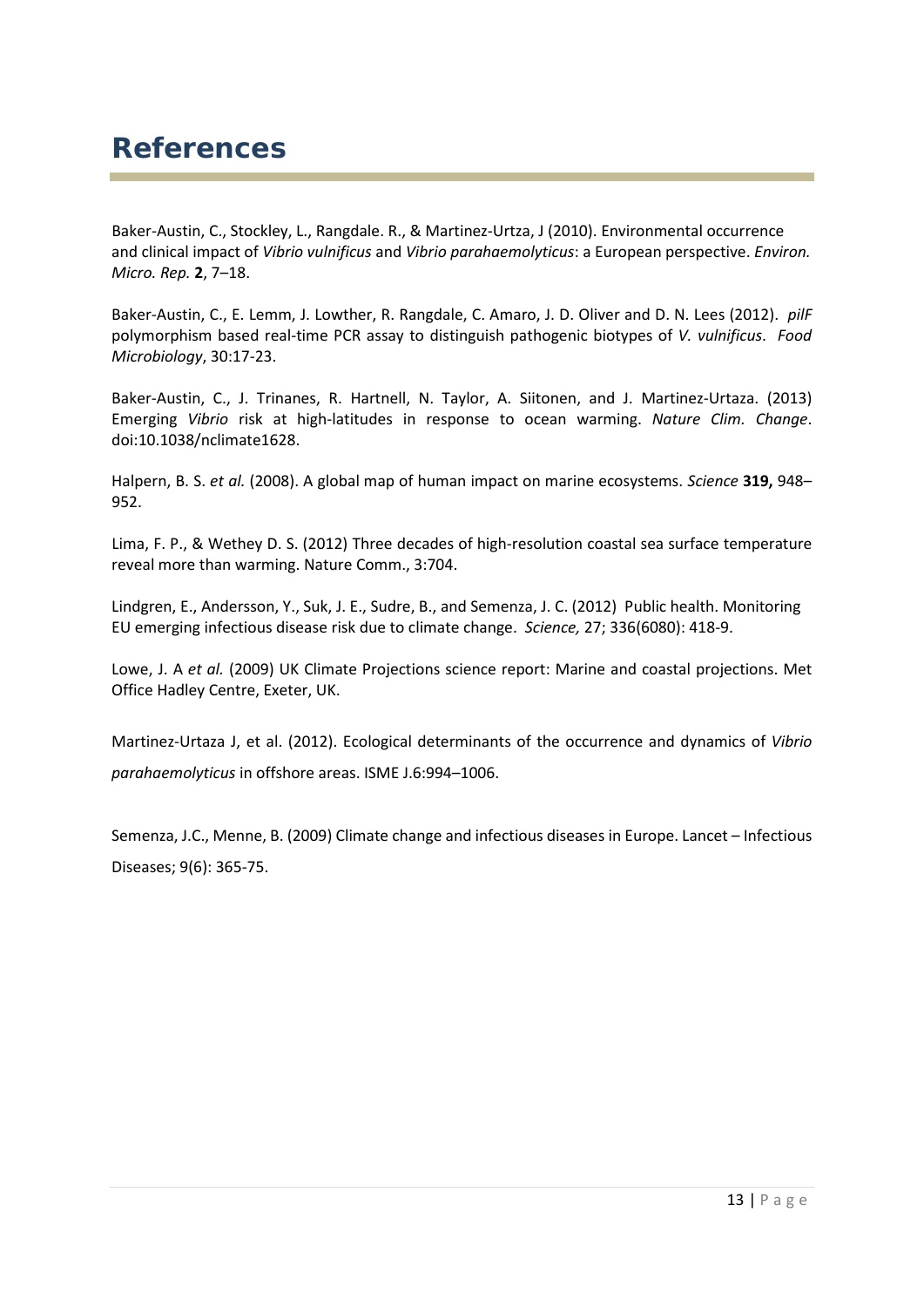# References

Baker-Austin, C., Stockley, L., Rangdale. R., & Martinez-Urtza, J (2010). Environmental occurrence and clinical impact of *Vibrio vulnificus* and *Vibrio parahaemolyticus*: a European perspective. *Environ. Micro. Rep.* **2**, 7–18.

Baker-Austin, C., E. Lemm, J. Lowther, R. Rangdale, C. Amaro, J. D. Oliver and D. N. Lees (2012). *pilF* polymorphism based real-time PCR assay to distinguish pathogenic biotypes of *V. vulnificus*. *Food Microbiology*, 30:17-23.

Baker-Austin, C., J. Trinanes, R. Hartnell, N. Taylor, A. Siitonen, and J. Martinez-Urtaza. (2013) Emerging *Vibrio* risk at high-latitudes in response to ocean warming. *Nature Clim. Change*. doi:10.1038/nclimate1628.

Halpern, B. S. *et al.* (2008). A global map of human impact on marine ecosystems. *Science* **319,** 948–952.

Lima, F. P., & Wethey D. S. (2012) Three decades of high-resolution coastal sea surface temperature reveal more than warming. Nature Comm., 3:704.

Lindgren, E., Andersson, Y., Suk, J. E., Sudre, B., and Semenza, J. C. (2012) Public health. Monitoring EU emerging infectious disease risk due to climate change. *Science,* 27; 336(6080): 418-9.

Lowe, J. A *et al.* (2009) UK Climate Projections science report: Marine and coastal projections. Met Office Hadley Centre, Exeter, UK.

Martinez-Urtaza J, et al. (2012). Ecological determinants of the occurrence and dynamics of *Vibrio parahaemolyticus* in offshore areas. ISME J.6:994–1006.

Semenza, J.C., Menne, B. (2009) Climate change and infectious diseases in Europe. Lancet – Infectious Diseases; 9(6): 365-75.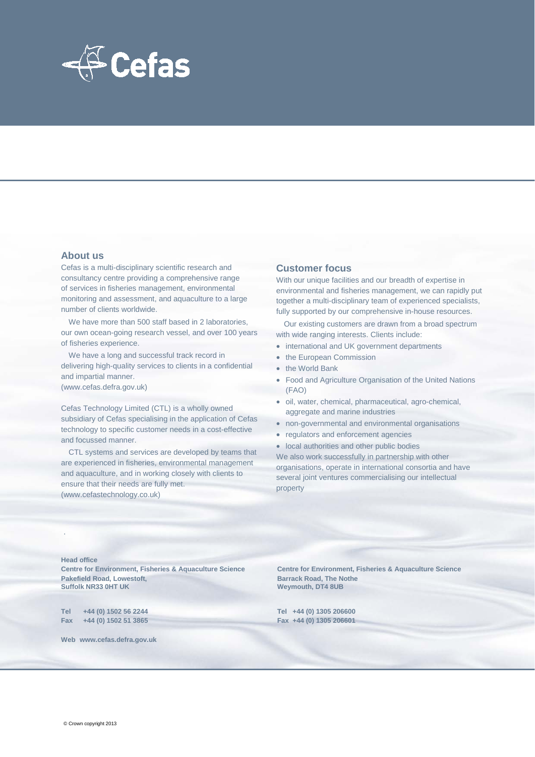# Cefas

## About us

Cefas is a multi-disciplinary scientific research and consultancy centre providing a comprehensive range of services in fisheries management, environmental monitoring and assessment, and aquaculture to a large number of clients worldwide.

We have more than 500 staff based in 2 laboratories, our own ocean-going research vessel, and over 100 years of fisheries experience.

We have a long and successful track record in delivering high-quality services to clients in a confidential and impartial manner.
(www.cefas.defra.gov.uk)

Cefas Technology Limited (CTL) is a wholly owned subsidiary of Cefas specialising in the application of Cefas technology to specific customer needs in a cost-effective and focussed manner.

CTL systems and services are developed by teams that are experienced in fisheries, environmental management and aquaculture, and in working closely with clients to ensure that their needs are fully met.
(www.cefastechnology.co.uk)

## Customer focus

With our unique facilities and our breadth of expertise in environmental and fisheries management, we can rapidly put together a multi-disciplinary team of experienced specialists, fully supported by our comprehensive in-house resources.

Our existing customers are drawn from a broad spectrum with wide ranging interests. Clients include:

- international and UK government departments
- the European Commission
- the World Bank
- Food and Agriculture Organisation of the United Nations (FAO)
- oil, water, chemical, pharmaceutical, agro-chemical, aggregate and marine industries
- non-governmental and environmental organisations
- regulators and enforcement agencies
- local authorities and other public bodies

We also work successfully in partnership with other organisations, operate in international consortia and have several joint ventures commercialising our intellectual property

**Head office**
**Centre for Environment, Fisheries & Aquaculture Science**
**Pakefield Road, Lowestoft,**
**Suffolk NR33 0HT UK**

**Tel +44 (0) 1502 56 2244**
**Fax +44 (0) 1502 51 3865**

**Web www.cefas.defra.gov.uk**

**Centre for Environment, Fisheries & Aquaculture Science**
**Barrack Road, The Nothe**
**Weymouth, DT4 8UB**

**Tel +44 (0) 1305 206600**
**Fax +44 (0) 1305 206601**

© Crown copyright 2013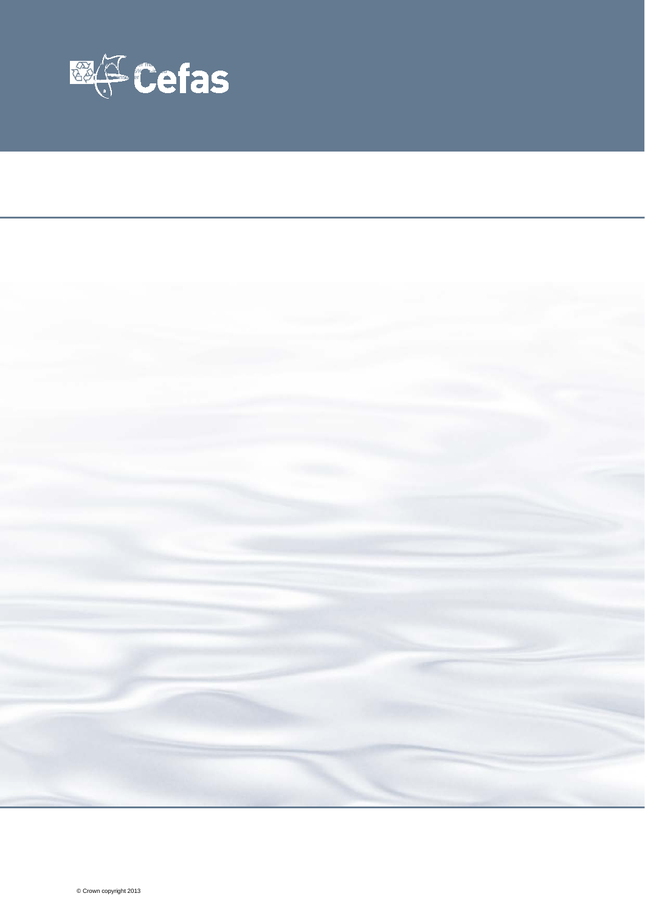Cefas

© Crown copyright 2013